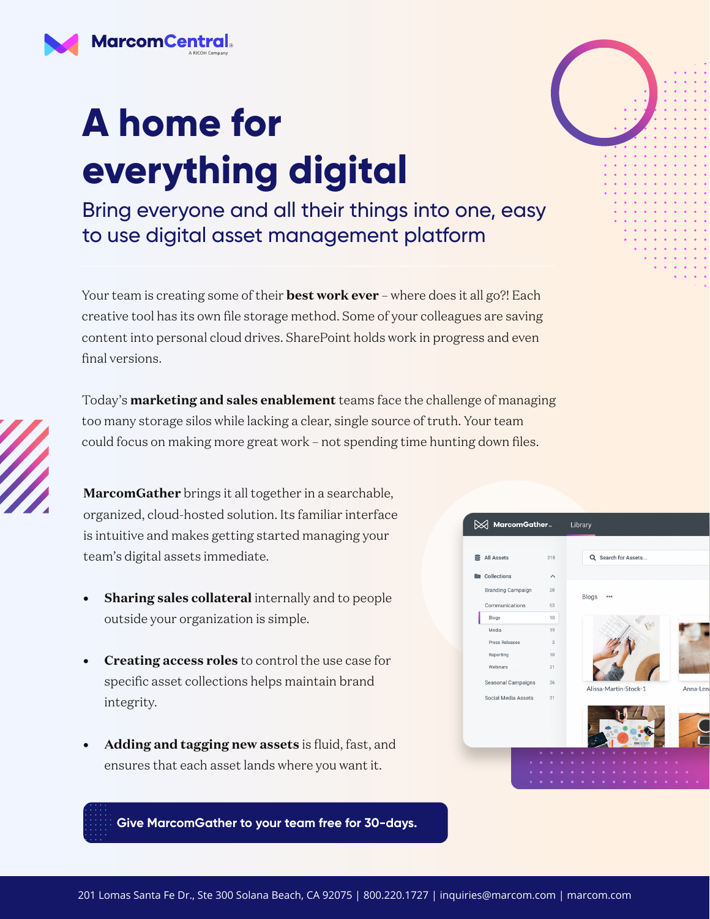MarcomCentral
A RICOH Company

# A home for everything digital

## Bring everyone and all their things into one, easy to use digital asset management platform

Your team is creating some of their **best work ever** – where does it all go?! Each creative tool has its own file storage method. Some of your colleagues are saving content into personal cloud drives. SharePoint holds work in progress and even final versions.

Today's **marketing and sales enablement** teams face the challenge of managing too many storage silos while lacking a clear, single source of truth. Your team could focus on making more great work – not spending time hunting down files.

**MarcomGather** brings it all together in a searchable, organized, cloud-hosted solution. Its familiar interface is intuitive and makes getting started managing your team's digital assets immediate.

- **Sharing sales collateral** internally and to people outside your organization is simple.
- **Creating access roles** to control the use case for specific asset collections helps maintain brand integrity.
- **Adding and tagging new assets** is fluid, fast, and ensures that each asset lands where you want it.

**Give MarcomGather to your team free for 30-days.**

201 Lomas Santa Fe Dr., Ste 300 Solana Beach, CA 92075 | 800.220.1727 | inquiries@marcom.com | marcom.com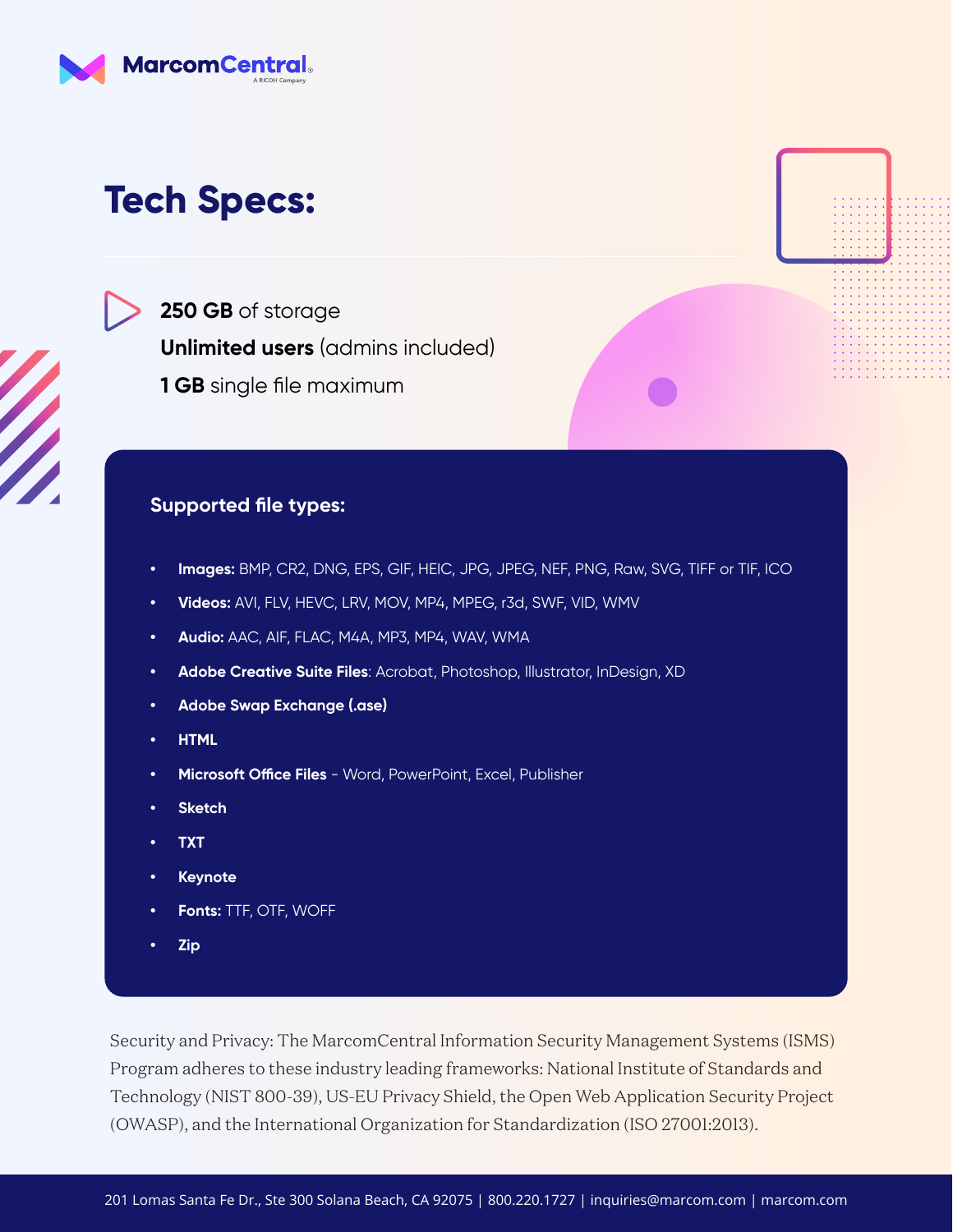MarcomCentral
A RICOH Company

# Tech Specs:

**250 GB** of storage
**Unlimited users** (admins included)
**1 GB** single file maximum

## Supported file types:

- **Images:** BMP, CR2, DNG, EPS, GIF, HEIC, JPG, JPEG, NEF, PNG, Raw, SVG, TIFF or TIF, ICO
- **Videos:** AVI, FLV, HEVC, LRV, MOV, MP4, MPEG, r3d, SWF, VID, WMV
- **Audio:** AAC, AIF, FLAC, M4A, MP3, MP4, WAV, WMA
- **Adobe Creative Suite Files**: Acrobat, Photoshop, Illustrator, InDesign, XD
- **Adobe Swap Exchange (.ase)**
- **HTML**
- **Microsoft Office Files** - Word, PowerPoint, Excel, Publisher
- **Sketch**
- **TXT**
- **Keynote**
- **Fonts:** TTF, OTF, WOFF
- **Zip**

Security and Privacy: The MarcomCentral Information Security Management Systems (ISMS) Program adheres to these industry leading frameworks: National Institute of Standards and Technology (NIST 800-39), US-EU Privacy Shield, the Open Web Application Security Project (OWASP), and the International Organization for Standardization (ISO 27001:2013).

201 Lomas Santa Fe Dr., Ste 300 Solana Beach, CA 92075 | 800.220.1727 | inquiries@marcom.com | marcom.com